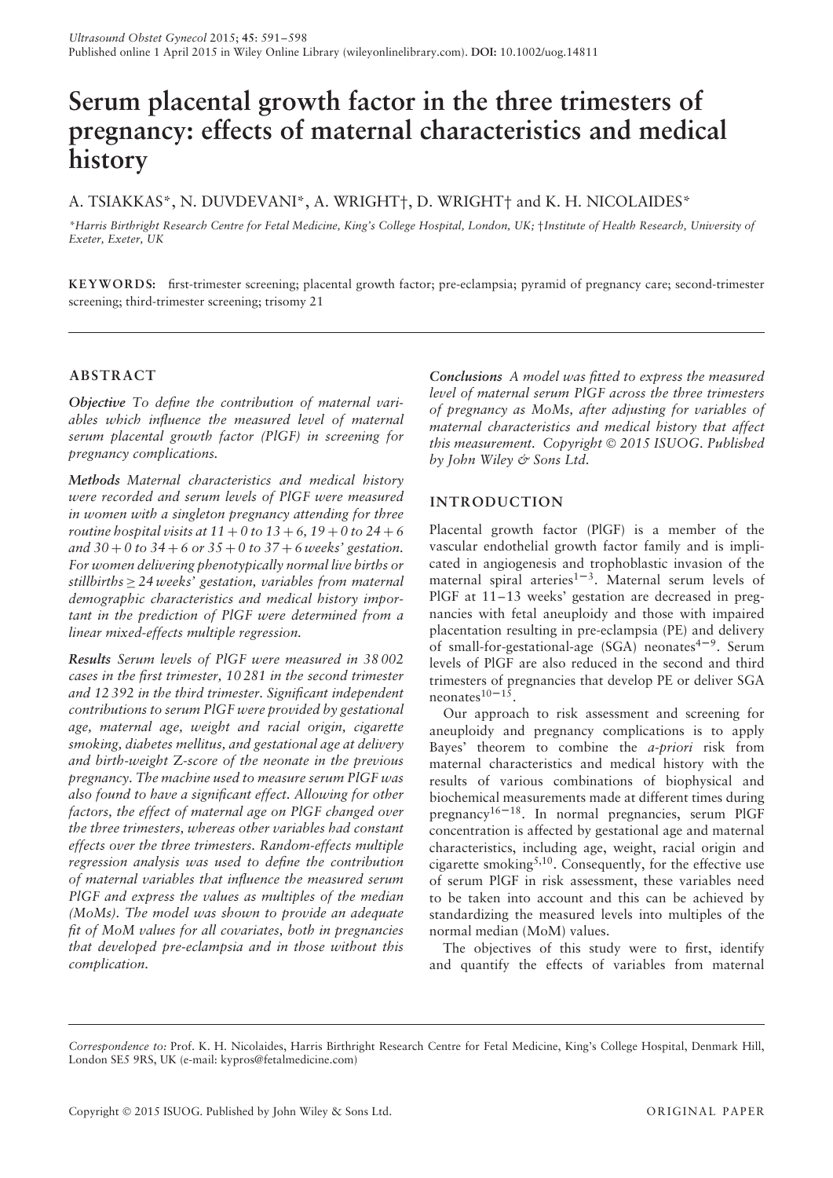# Serum placental growth factor in the three trimesters of pregnancy: effects of maternal characteristics and medical history

A. TSIAKKAS*, N. DUVDEVANI*, A. WRIGHT†, D. WRIGHT† and K. H. NICOLAIDES*

*Harris Birthright Research Centre for Fetal Medicine, King's College Hospital, London, UK; †Institute of Health Research, University of Exeter, Exeter, UK

**KEYWORDS:** first-trimester screening; placental growth factor; pre-eclampsia; pyramid of pregnancy care; second-trimester screening; third-trimester screening; trisomy 21

## ABSTRACT

***Objective*** *To define the contribution of maternal variables which influence the measured level of maternal serum placental growth factor (PlGF) in screening for pregnancy complications.*

***Methods*** *Maternal characteristics and medical history were recorded and serum levels of PlGF were measured in women with a singleton pregnancy attending for three routine hospital visits at 11 + 0 to 13 + 6, 19 + 0 to 24 + 6 and 30 + 0 to 34 + 6 or 35 + 0 to 37 + 6 weeks' gestation. For women delivering phenotypically normal live births or stillbirths ≥ 24 weeks' gestation, variables from maternal demographic characteristics and medical history important in the prediction of PlGF were determined from a linear mixed-effects multiple regression.*

***Results*** *Serum levels of PlGF were measured in 38 002 cases in the first trimester, 10 281 in the second trimester and 12 392 in the third trimester. Significant independent contributions to serum PlGF were provided by gestational age, maternal age, weight and racial origin, cigarette smoking, diabetes mellitus, and gestational age at delivery and birth-weight Z-score of the neonate in the previous pregnancy. The machine used to measure serum PlGF was also found to have a significant effect. Allowing for other factors, the effect of maternal age on PlGF changed over the three trimesters, whereas other variables had constant effects over the three trimesters. Random-effects multiple regression analysis was used to define the contribution of maternal variables that influence the measured serum PlGF and express the values as multiples of the median (MoMs). The model was shown to provide an adequate fit of MoM values for all covariates, both in pregnancies that developed pre-eclampsia and in those without this complication.*

***Conclusions*** *A model was fitted to express the measured level of maternal serum PlGF across the three trimesters of pregnancy as MoMs, after adjusting for variables of maternal characteristics and medical history that affect this measurement. Copyright © 2015 ISUOG. Published by John Wiley & Sons Ltd.*

## INTRODUCTION

Placental growth factor (PlGF) is a member of the vascular endothelial growth factor family and is implicated in angiogenesis and trophoblastic invasion of the maternal spiral arteries[1–3]. Maternal serum levels of PlGF at 11–13 weeks' gestation are decreased in pregnancies with fetal aneuploidy and those with impaired placentation resulting in pre-eclampsia (PE) and delivery of small-for-gestational-age (SGA) neonates[4–9]. Serum levels of PlGF are also reduced in the second and third trimesters of pregnancies that develop PE or deliver SGA neonates[10–15].

Our approach to risk assessment and screening for aneuploidy and pregnancy complications is to apply Bayes' theorem to combine the *a-priori* risk from maternal characteristics and medical history with the results of various combinations of biophysical and biochemical measurements made at different times during pregnancy[16–18]. In normal pregnancies, serum PlGF concentration is affected by gestational age and maternal characteristics, including age, weight, racial origin and cigarette smoking[5,10]. Consequently, for the effective use of serum PlGF in risk assessment, these variables need to be taken into account and this can be achieved by standardizing the measured levels into multiples of the normal median (MoM) values.

The objectives of this study were to first, identify and quantify the effects of variables from maternal

*Correspondence to:* Prof. K. H. Nicolaides, Harris Birthright Research Centre for Fetal Medicine, King's College Hospital, Denmark Hill, London SE5 9RS, UK (e-mail: kypros@fetalmedicine.com)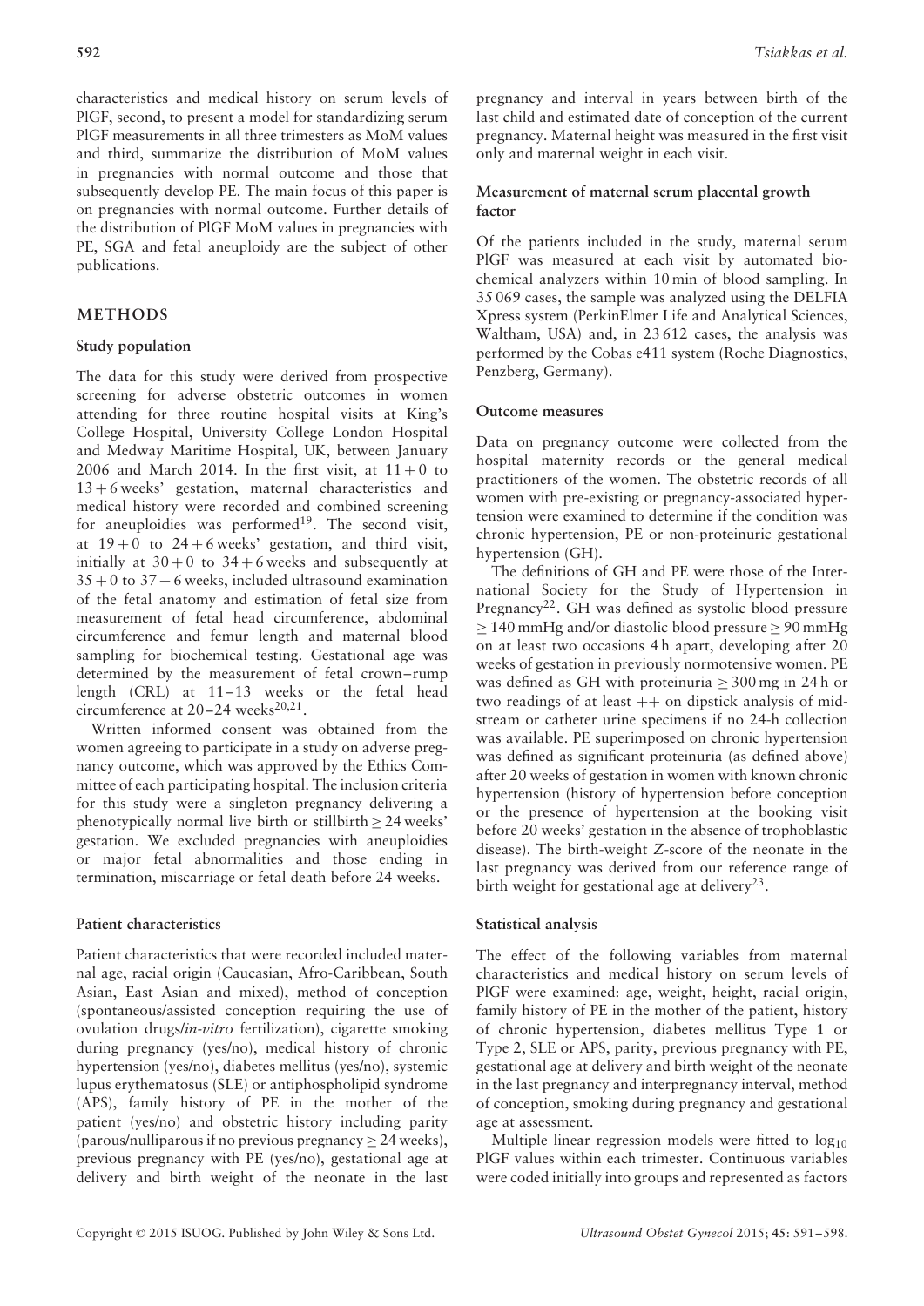characteristics and medical history on serum levels of PlGF, second, to present a model for standardizing serum PlGF measurements in all three trimesters as MoM values and third, summarize the distribution of MoM values in pregnancies with normal outcome and those that subsequently develop PE. The main focus of this paper is on pregnancies with normal outcome. Further details of the distribution of PlGF MoM values in pregnancies with PE, SGA and fetal aneuploidy are the subject of other publications.

## METHODS

### Study population

The data for this study were derived from prospective screening for adverse obstetric outcomes in women attending for three routine hospital visits at King's College Hospital, University College London Hospital and Medway Maritime Hospital, UK, between January 2006 and March 2014. In the first visit, at 11 + 0 to 13 + 6 weeks' gestation, maternal characteristics and medical history were recorded and combined screening for aneuploidies was performed[19]. The second visit, at 19 + 0 to 24 + 6 weeks' gestation, and third visit, initially at 30 + 0 to 34 + 6 weeks and subsequently at 35 + 0 to 37 + 6 weeks, included ultrasound examination of the fetal anatomy and estimation of fetal size from measurement of fetal head circumference, abdominal circumference and femur length and maternal blood sampling for biochemical testing. Gestational age was determined by the measurement of fetal crown–rump length (CRL) at 11–13 weeks or the fetal head circumference at 20–24 weeks[20,21].

Written informed consent was obtained from the women agreeing to participate in a study on adverse pregnancy outcome, which was approved by the Ethics Committee of each participating hospital. The inclusion criteria for this study were a singleton pregnancy delivering a phenotypically normal live birth or stillbirth ≥ 24 weeks' gestation. We excluded pregnancies with aneuploidies or major fetal abnormalities and those ending in termination, miscarriage or fetal death before 24 weeks.

### Patient characteristics

Patient characteristics that were recorded included maternal age, racial origin (Caucasian, Afro-Caribbean, South Asian, East Asian and mixed), method of conception (spontaneous/assisted conception requiring the use of ovulation drugs/*in-vitro* fertilization), cigarette smoking during pregnancy (yes/no), medical history of chronic hypertension (yes/no), diabetes mellitus (yes/no), systemic lupus erythematosus (SLE) or antiphospholipid syndrome (APS), family history of PE in the mother of the patient (yes/no) and obstetric history including parity (parous/nulliparous if no previous pregnancy ≥ 24 weeks), previous pregnancy with PE (yes/no), gestational age at delivery and birth weight of the neonate in the last pregnancy and interval in years between birth of the last child and estimated date of conception of the current pregnancy. Maternal height was measured in the first visit only and maternal weight in each visit.

### Measurement of maternal serum placental growth factor

Of the patients included in the study, maternal serum PlGF was measured at each visit by automated biochemical analyzers within 10 min of blood sampling. In 35 069 cases, the sample was analyzed using the DELFIA Xpress system (PerkinElmer Life and Analytical Sciences, Waltham, USA) and, in 23 612 cases, the analysis was performed by the Cobas e411 system (Roche Diagnostics, Penzberg, Germany).

### Outcome measures

Data on pregnancy outcome were collected from the hospital maternity records or the general medical practitioners of the women. The obstetric records of all women with pre-existing or pregnancy-associated hypertension were examined to determine if the condition was chronic hypertension, PE or non-proteinuric gestational hypertension (GH).

The definitions of GH and PE were those of the International Society for the Study of Hypertension in Pregnancy[22]. GH was defined as systolic blood pressure ≥ 140 mmHg and/or diastolic blood pressure ≥ 90 mmHg on at least two occasions 4 h apart, developing after 20 weeks of gestation in previously normotensive women. PE was defined as GH with proteinuria ≥ 300 mg in 24 h or two readings of at least ++ on dipstick analysis of midstream or catheter urine specimens if no 24-h collection was available. PE superimposed on chronic hypertension was defined as significant proteinuria (as defined above) after 20 weeks of gestation in women with known chronic hypertension (history of hypertension before conception or the presence of hypertension at the booking visit before 20 weeks' gestation in the absence of trophoblastic disease). The birth-weight *Z*-score of the neonate in the last pregnancy was derived from our reference range of birth weight for gestational age at delivery[23].

### Statistical analysis

The effect of the following variables from maternal characteristics and medical history on serum levels of PlGF were examined: age, weight, height, racial origin, family history of PE in the mother of the patient, history of chronic hypertension, diabetes mellitus Type 1 or Type 2, SLE or APS, parity, previous pregnancy with PE, gestational age at delivery and birth weight of the neonate in the last pregnancy and interpregnancy interval, method of conception, smoking during pregnancy and gestational age at assessment.

Multiple linear regression models were fitted to $\log_{10}$ PlGF values within each trimester. Continuous variables were coded initially into groups and represented as factors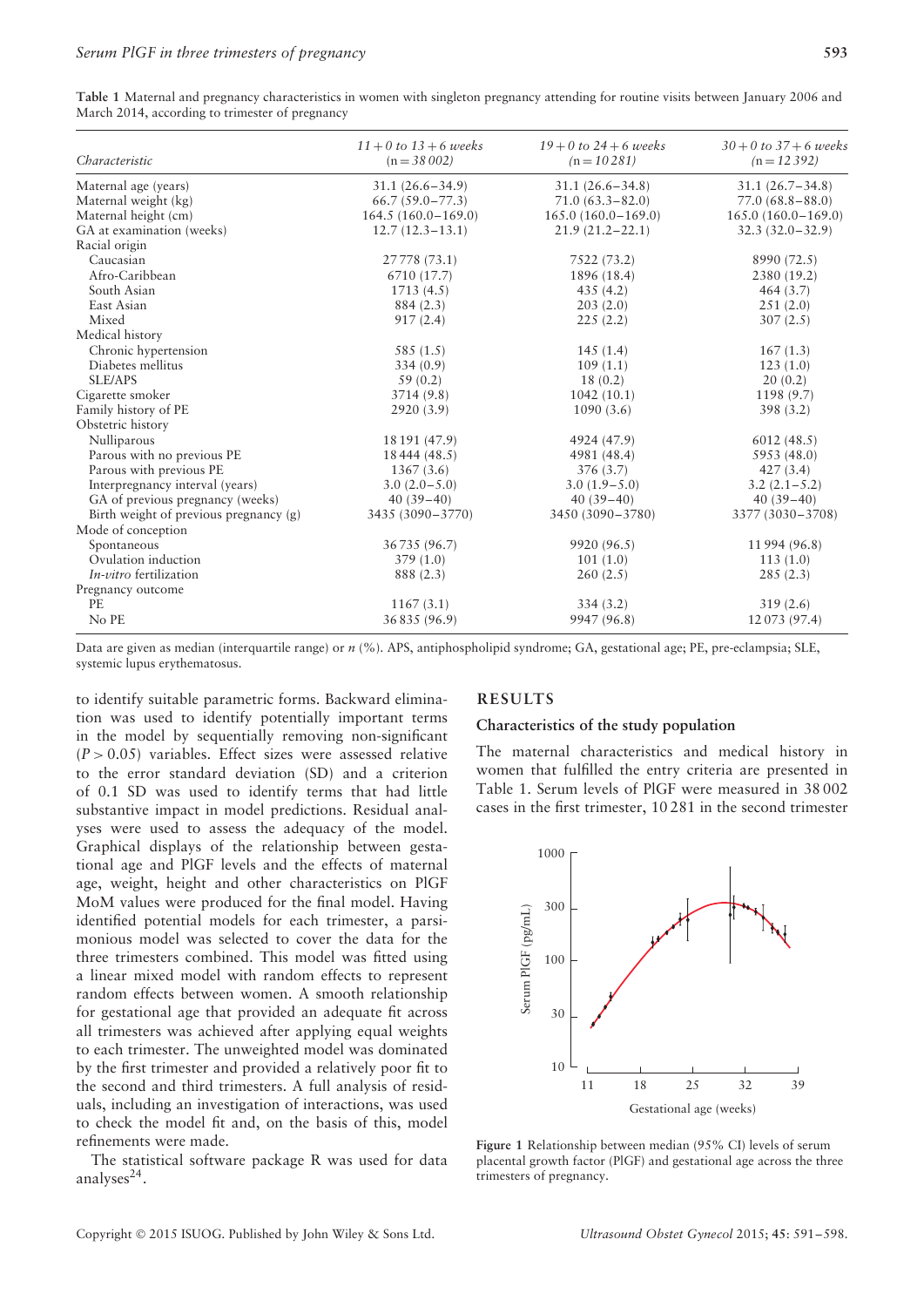**Table 1** Maternal and pregnancy characteristics in women with singleton pregnancy attending for routine visits between January 2006 and March 2014, according to trimester of pregnancy

| Characteristic | *11 + 0 to 13 + 6 weeks* (*n = 38 002*) | *19 + 0 to 24 + 6 weeks* (*n = 10 281*) | *30 + 0 to 37 + 6 weeks* (*n = 12 392*) |
|---|---|---|---|
| Maternal age (years) | 31.1 (26.6–34.9) | 31.1 (26.6–34.8) | 31.1 (26.7–34.8) |
| Maternal weight (kg) | 66.7 (59.0–77.3) | 71.0 (63.3–82.0) | 77.0 (68.8–88.0) |
| Maternal height (cm) | 164.5 (160.0–169.0) | 165.0 (160.0–169.0) | 165.0 (160.0–169.0) |
| GA at examination (weeks) | 12.7 (12.3–13.1) | 21.9 (21.2–22.1) | 32.3 (32.0–32.9) |
| Racial origin | | | |
| Caucasian | 27 778 (73.1) | 7522 (73.2) | 8990 (72.5) |
| Afro-Caribbean | 6710 (17.7) | 1896 (18.4) | 2380 (19.2) |
| South Asian | 1713 (4.5) | 435 (4.2) | 464 (3.7) |
| East Asian | 884 (2.3) | 203 (2.0) | 251 (2.0) |
| Mixed | 917 (2.4) | 225 (2.2) | 307 (2.5) |
| Medical history | | | |
| Chronic hypertension | 585 (1.5) | 145 (1.4) | 167 (1.3) |
| Diabetes mellitus | 334 (0.9) | 109 (1.1) | 123 (1.0) |
| SLE/APS | 59 (0.2) | 18 (0.2) | 20 (0.2) |
| Cigarette smoker | 3714 (9.8) | 1042 (10.1) | 1198 (9.7) |
| Family history of PE | 2920 (3.9) | 1090 (3.6) | 398 (3.2) |
| Obstetric history | | | |
| Nulliparous | 18 191 (47.9) | 4924 (47.9) | 6012 (48.5) |
| Parous with no previous PE | 18 444 (48.5) | 4981 (48.4) | 5953 (48.0) |
| Parous with previous PE | 1367 (3.6) | 376 (3.7) | 427 (3.4) |
| Interpregnancy interval (years) | 3.0 (2.0–5.0) | 3.0 (1.9–5.0) | 3.2 (2.1–5.2) |
| GA of previous pregnancy (weeks) | 40 (39–40) | 40 (39–40) | 40 (39–40) |
| Birth weight of previous pregnancy (g) | 3435 (3090–3770) | 3450 (3090–3780) | 3377 (3030–3708) |
| Mode of conception | | | |
| Spontaneous | 36 735 (96.7) | 9920 (96.5) | 11 994 (96.8) |
| Ovulation induction | 379 (1.0) | 101 (1.0) | 113 (1.0) |
| *In-vitro* fertilization | 888 (2.3) | 260 (2.5) | 285 (2.3) |
| Pregnancy outcome | | | |
| PE | 1167 (3.1) | 334 (3.2) | 319 (2.6) |
| No PE | 36 835 (96.9) | 9947 (96.8) | 12 073 (97.4) |

Data are given as median (interquartile range) or *n* (%). APS, antiphospholipid syndrome; GA, gestational age; PE, pre-eclampsia; SLE, systemic lupus erythematosus.

to identify suitable parametric forms. Backward elimination was used to identify potentially important terms in the model by sequentially removing non-significant ($P > 0.05$) variables. Effect sizes were assessed relative to the error standard deviation (SD) and a criterion of 0.1 SD was used to identify terms that had little substantive impact in model predictions. Residual analyses were used to assess the adequacy of the model. Graphical displays of the relationship between gestational age and PlGF levels and the effects of maternal age, weight, height and other characteristics on PlGF MoM values were produced for the final model. Having identified potential models for each trimester, a parsimonious model was selected to cover the data for the three trimesters combined. This model was fitted using a linear mixed model with random effects to represent random effects between women. A smooth relationship for gestational age that provided an adequate fit across all trimesters was achieved after applying equal weights to each trimester. The unweighted model was dominated by the first trimester and provided a relatively poor fit to the second and third trimesters. A full analysis of residuals, including an investigation of interactions, was used to check the model fit and, on the basis of this, model refinements were made.

The statistical software package R was used for data analyses[24].

## RESULTS

### Characteristics of the study population

The maternal characteristics and medical history in women that fulfilled the entry criteria are presented in Table 1. Serum levels of PlGF were measured in 38 002 cases in the first trimester, 10 281 in the second trimester

**Figure 1** Relationship between median (95% CI) levels of serum placental growth factor (PlGF) and gestational age across the three trimesters of pregnancy.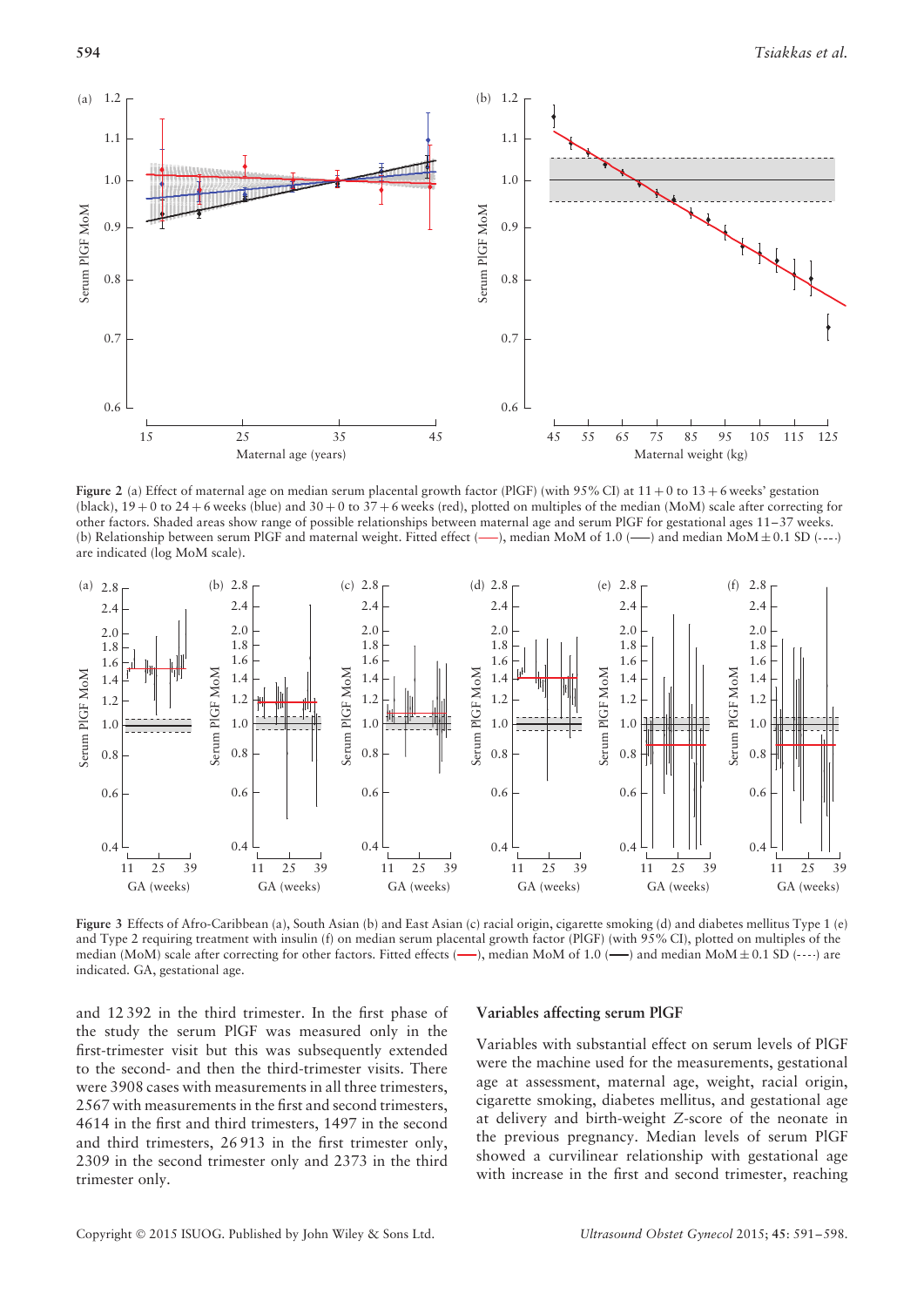**Figure 2** (a) Effect of maternal age on median serum placental growth factor (PlGF) (with 95% CI) at 11 + 0 to 13 + 6 weeks' gestation (black), 19 + 0 to 24 + 6 weeks (blue) and 30 + 0 to 37 + 6 weeks (red), plotted on multiples of the median (MoM) scale after correcting for other factors. Shaded areas show range of possible relationships between maternal age and serum PlGF for gestational ages 11–37 weeks. (b) Relationship between serum PlGF and maternal weight. Fitted effect (——), median MoM of 1.0 (——) and median MoM ± 0.1 SD (- - - -) are indicated (log MoM scale).

**Figure 3** Effects of Afro-Caribbean (a), South Asian (b) and East Asian (c) racial origin, cigarette smoking (d) and diabetes mellitus Type 1 (e) and Type 2 requiring treatment with insulin (f) on median serum placental growth factor (PlGF) (with 95% CI), plotted on multiples of the median (MoM) scale after correcting for other factors. Fitted effects (——), median MoM of 1.0 (——) and median MoM ± 0.1 SD (- - - -) are indicated. GA, gestational age.

and 12 392 in the third trimester. In the first phase of the study the serum PlGF was measured only in the first-trimester visit but this was subsequently extended to the second- and then the third-trimester visits. There were 3908 cases with measurements in all three trimesters, 2567 with measurements in the first and second trimesters, 4614 in the first and third trimesters, 1497 in the second and third trimesters, 26 913 in the first trimester only, 2309 in the second trimester only and 2373 in the third trimester only.

### Variables affecting serum PlGF

Variables with substantial effect on serum levels of PlGF were the machine used for the measurements, gestational age at assessment, maternal age, weight, racial origin, cigarette smoking, diabetes mellitus, and gestational age at delivery and birth-weight *Z*-score of the neonate in the previous pregnancy. Median levels of serum PlGF showed a curvilinear relationship with gestational age with increase in the first and second trimester, reaching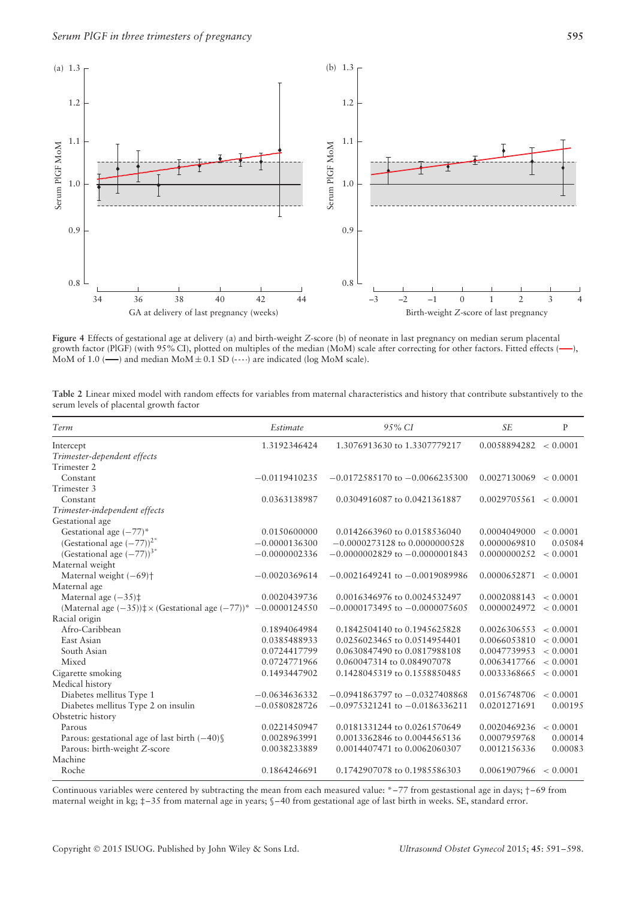**Figure 4** Effects of gestational age at delivery (a) and birth-weight *Z*-score (b) of neonate in last pregnancy on median serum placental growth factor (PlGF) (with 95% CI), plotted on multiples of the median (MoM) scale after correcting for other factors. Fitted effects (—), MoM of 1.0 (—) and median MoM ± 0.1 SD (----) are indicated (log MoM scale).

**Table 2** Linear mixed model with random effects for variables from maternal characteristics and history that contribute substantively to the serum levels of placental growth factor

| Term | Estimate | 95% CI | SE | P |
|---|---|---|---|---|
| Intercept | 1.3192346424 | 1.3076913630 to 1.3307779217 | 0.0058894282 | < 0.0001 |
| *Trimester-dependent effects* | | | | |
| Trimester 2 | | | | |
| Constant | −0.0119410235 | −0.0172585170 to −0.0066235300 | 0.0027130069 | < 0.0001 |
| Trimester 3 | | | | |
| Constant | 0.0363138987 | 0.0304916087 to 0.0421361887 | 0.0029705561 | < 0.0001 |
| *Trimester-independent effects* | | | | |
| Gestational age | | | | |
| Gestational age (−77)* | 0.0150600000 | 0.0142663960 to 0.0158536040 | 0.0004049000 | < 0.0001 |
| (Gestational age (−77))$^{2*}$ | −0.0000136300 | −0.0000273128 to 0.0000000528 | 0.0000069810 | 0.05084 |
| (Gestational age (−77))$^{3*}$ | −0.0000002336 | −0.0000002829 to −0.0000001843 | 0.0000000252 | < 0.0001 |
| Maternal weight | | | | |
| Maternal weight (−69)† | −0.0020369614 | −0.0021649241 to −0.0019089986 | 0.0000652871 | < 0.0001 |
| Maternal age | | | | |
| Maternal age (−35)‡ | 0.0020439736 | 0.0016346976 to 0.0024532497 | 0.0002088143 | < 0.0001 |
| (Maternal age (−35))‡ × (Gestational age (−77))* | −0.0000124550 | −0.0000173495 to −0.0000075605 | 0.0000024972 | < 0.0001 |
| Racial origin | | | | |
| Afro-Caribbean | 0.1894064984 | 0.1842504140 to 0.1945625828 | 0.0026306553 | < 0.0001 |
| East Asian | 0.0385488933 | 0.0256023465 to 0.0514954401 | 0.0066053810 | < 0.0001 |
| South Asian | 0.0724417799 | 0.0630847490 to 0.0817988108 | 0.0047739953 | < 0.0001 |
| Mixed | 0.0724771966 | 0.060047314 to 0.084907078 | 0.0063417766 | < 0.0001 |
| Cigarette smoking | 0.1493447902 | 0.1428045319 to 0.1558850485 | 0.0033368665 | < 0.0001 |
| Medical history | | | | |
| Diabetes mellitus Type 1 | −0.0634636332 | −0.0941863797 to −0.0327408868 | 0.0156748706 | < 0.0001 |
| Diabetes mellitus Type 2 on insulin | −0.0580828726 | −0.0975321241 to −0.0186336211 | 0.0201271691 | 0.00195 |
| Obstetric history | | | | |
| Parous | 0.0221450947 | 0.0181331244 to 0.0261570649 | 0.0020469236 | < 0.0001 |
| Parous: gestational age of last birth (−40)§ | 0.0028963991 | 0.0013362846 to 0.0044565136 | 0.0007959768 | 0.00014 |
| Parous: birth-weight Z-score | 0.0038233889 | 0.0014407471 to 0.0062060307 | 0.0012156336 | 0.00083 |
| Machine | | | | |
| Roche | 0.1864246691 | 0.1742907078 to 0.1985586303 | 0.0061907966 | < 0.0001 |

Continuous variables were centered by subtracting the mean from each measured value: *−77 from gestastional age in days; †−69 from maternal weight in kg; ‡−35 from maternal age in years; §−40 from gestational age of last birth in weeks. SE, standard error.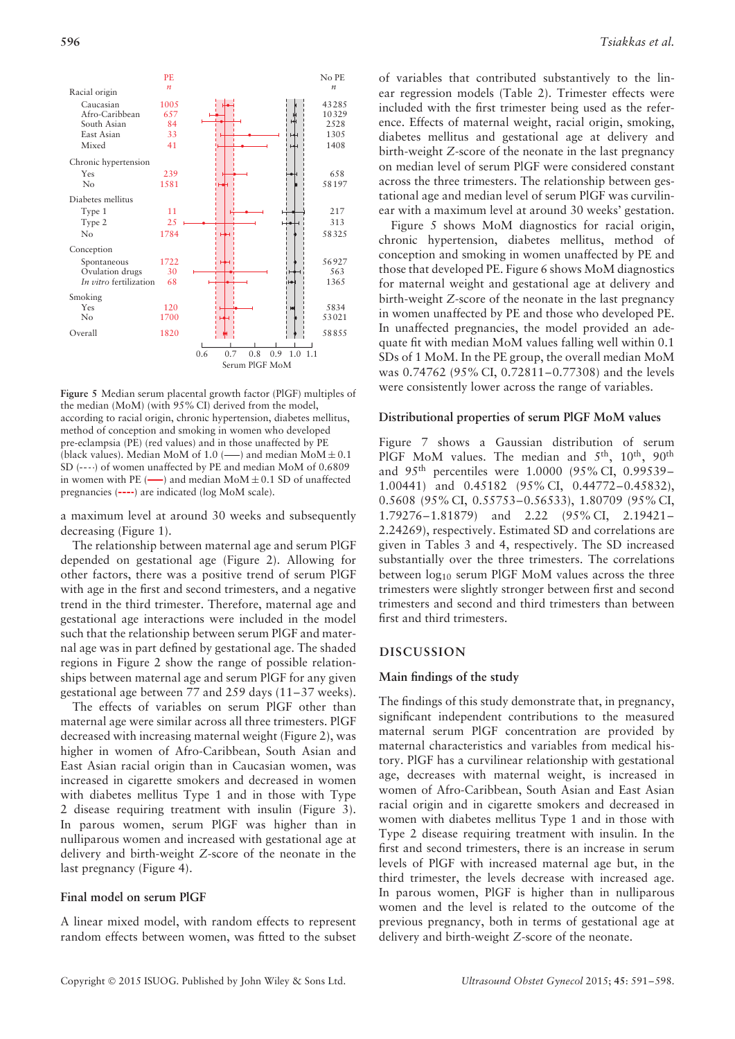**Figure 5** Median serum placental growth factor (PlGF) multiples of the median (MoM) (with 95% CI) derived from the model, according to racial origin, chronic hypertension, diabetes mellitus, method of conception and smoking in women who developed pre-eclampsia (PE) (red values) and in those unaffected by PE (black values). Median MoM of 1.0 (—–) and median MoM ± 0.1 SD (- - - -) of women unaffected by PE and median MoM of 0.6809 in women with PE (—–) and median MoM ± 0.1 SD of unaffected pregnancies (- - - -) are indicated (log MoM scale).

a maximum level at around 30 weeks and subsequently decreasing (Figure 1).

The relationship between maternal age and serum PlGF depended on gestational age (Figure 2). Allowing for other factors, there was a positive trend of serum PlGF with age in the first and second trimesters, and a negative trend in the third trimester. Therefore, maternal age and gestational age interactions were included in the model such that the relationship between serum PlGF and maternal age was in part defined by gestational age. The shaded regions in Figure 2 show the range of possible relationships between maternal age and serum PlGF for any given gestational age between 77 and 259 days (11–37 weeks).

The effects of variables on serum PlGF other than maternal age were similar across all three trimesters. PlGF decreased with increasing maternal weight (Figure 2), was higher in women of Afro-Caribbean, South Asian and East Asian racial origin than in Caucasian women, was increased in cigarette smokers and decreased in women with diabetes mellitus Type 1 and in those with Type 2 disease requiring treatment with insulin (Figure 3). In parous women, serum PlGF was higher than in nulliparous women and increased with gestational age at delivery and birth-weight $Z$-score of the neonate in the last pregnancy (Figure 4).

### Final model on serum PlGF

A linear mixed model, with random effects to represent random effects between women, was fitted to the subset of variables that contributed substantively to the linear regression models (Table 2). Trimester effects were included with the first trimester being used as the reference. Effects of maternal weight, racial origin, smoking, diabetes mellitus and gestational age at delivery and birth-weight $Z$-score of the neonate in the last pregnancy on median level of serum PlGF were considered constant across the three trimesters. The relationship between gestational age and median level of serum PlGF was curvilinear with a maximum level at around 30 weeks' gestation.

Figure 5 shows MoM diagnostics for racial origin, chronic hypertension, diabetes mellitus, method of conception and smoking in women unaffected by PE and those that developed PE. Figure 6 shows MoM diagnostics for maternal weight and gestational age at delivery and birth-weight $Z$-score of the neonate in the last pregnancy in women unaffected by PE and those who developed PE. In unaffected pregnancies, the model provided an adequate fit with median MoM values falling well within 0.1 SDs of 1 MoM. In the PE group, the overall median MoM was 0.74762 (95% CI, 0.72811–0.77308) and the levels were consistently lower across the range of variables.

### Distributional properties of serum PlGF MoM values

Figure 7 shows a Gaussian distribution of serum PlGF MoM values. The median and 5th, 10th, 90th and 95th percentiles were 1.0000 (95% CI, 0.99539–1.00441) and 0.45182 (95% CI, 0.44772–0.45832), 0.5608 (95% CI, 0.55753–0.56533), 1.80709 (95% CI, 1.79276–1.81879) and 2.22 (95% CI, 2.19421–2.24269), respectively. Estimated SD and correlations are given in Tables 3 and 4, respectively. The SD increased substantially over the three trimesters. The correlations between $\log_{10}$ serum PlGF MoM values across the three trimesters were slightly stronger between first and second trimesters and second and third trimesters than between first and third trimesters.

## DISCUSSION

### Main findings of the study

The findings of this study demonstrate that, in pregnancy, significant independent contributions to the measured maternal serum PlGF concentration are provided by maternal characteristics and variables from medical history. PlGF has a curvilinear relationship with gestational age, decreases with maternal weight, is increased in women of Afro-Caribbean, South Asian and East Asian racial origin and in cigarette smokers and decreased in women with diabetes mellitus Type 1 and in those with Type 2 disease requiring treatment with insulin. In the first and second trimesters, there is an increase in serum levels of PlGF with increased maternal age but, in the third trimester, the levels decrease with increased age. In parous women, PlGF is higher than in nulliparous women and the level is related to the outcome of the previous pregnancy, both in terms of gestational age at delivery and birth-weight $Z$-score of the neonate.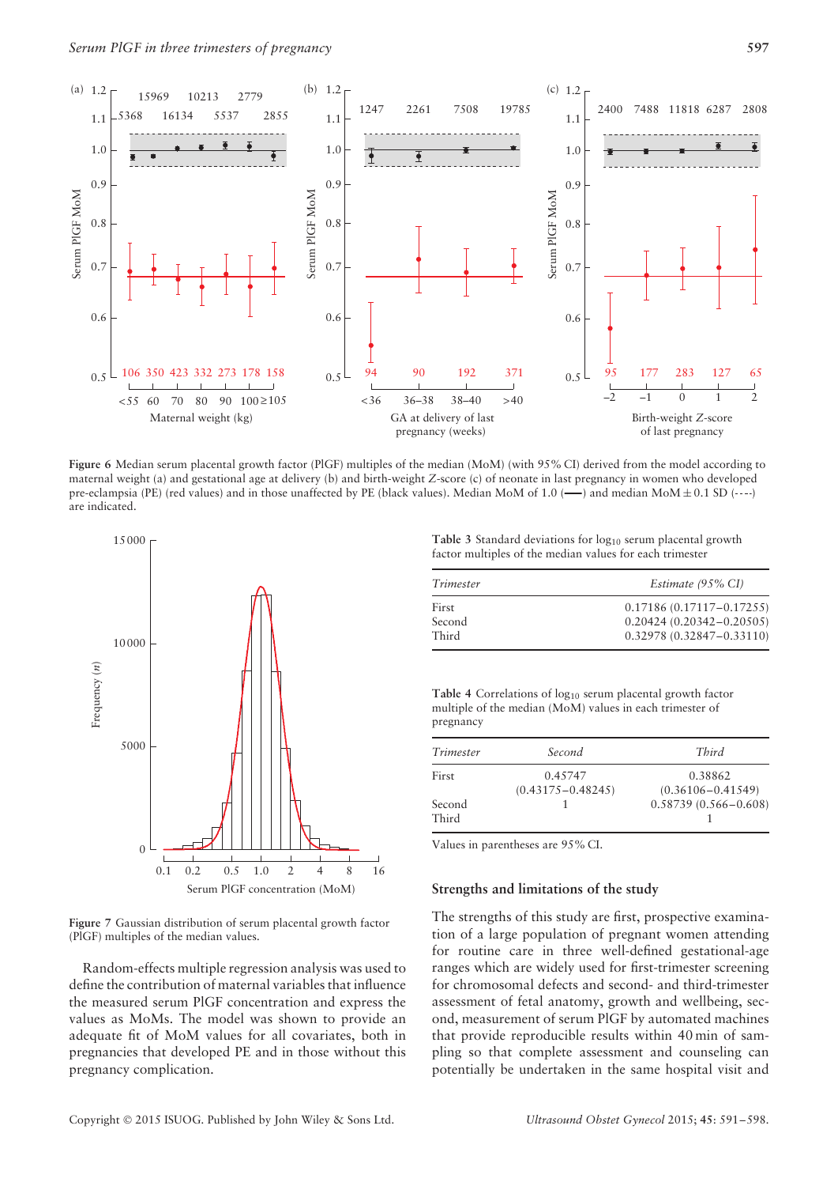**Figure 6** Median serum placental growth factor (PlGF) multiples of the median (MoM) (with 95% CI) derived from the model according to maternal weight (a) and gestational age at delivery (b) and birth-weight Z-score (c) of neonate in last pregnancy in women who developed pre-eclampsia (PE) (red values) and in those unaffected by PE (black values). Median MoM of 1.0 (——) and median MoM ± 0.1 SD (- - - -) are indicated.

**Figure 7** Gaussian distribution of serum placental growth factor (PlGF) multiples of the median values.

Random-effects multiple regression analysis was used to define the contribution of maternal variables that influence the measured serum PlGF concentration and express the values as MoMs. The model was shown to provide an adequate fit of MoM values for all covariates, both in pregnancies that developed PE and in those without this pregnancy complication.

**Table 3** Standard deviations for $\log_{10}$ serum placental growth factor multiples of the median values for each trimester

| *Trimester* | *Estimate (95% CI)* |
|---|---|
| First | 0.17186 (0.17117–0.17255) |
| Second | 0.20424 (0.20342–0.20505) |
| Third | 0.32978 (0.32847–0.33110) |

**Table 4** Correlations of $\log_{10}$ serum placental growth factor multiple of the median (MoM) values in each trimester of pregnancy

| *Trimester* | *Second* | *Third* |
|---|---|---|
| First | 0.45747 (0.43175–0.48245) | 0.38862 (0.36106–0.41549) |
| Second | 1 | 0.58739 (0.566–0.608) |
| Third | | 1 |

Values in parentheses are 95% CI.

## Strengths and limitations of the study

The strengths of this study are first, prospective examination of a large population of pregnant women attending for routine care in three well-defined gestational-age ranges which are widely used for first-trimester screening for chromosomal defects and second- and third-trimester assessment of fetal anatomy, growth and wellbeing, second, measurement of serum PlGF by automated machines that provide reproducible results within 40 min of sampling so that complete assessment and counseling can potentially be undertaken in the same hospital visit and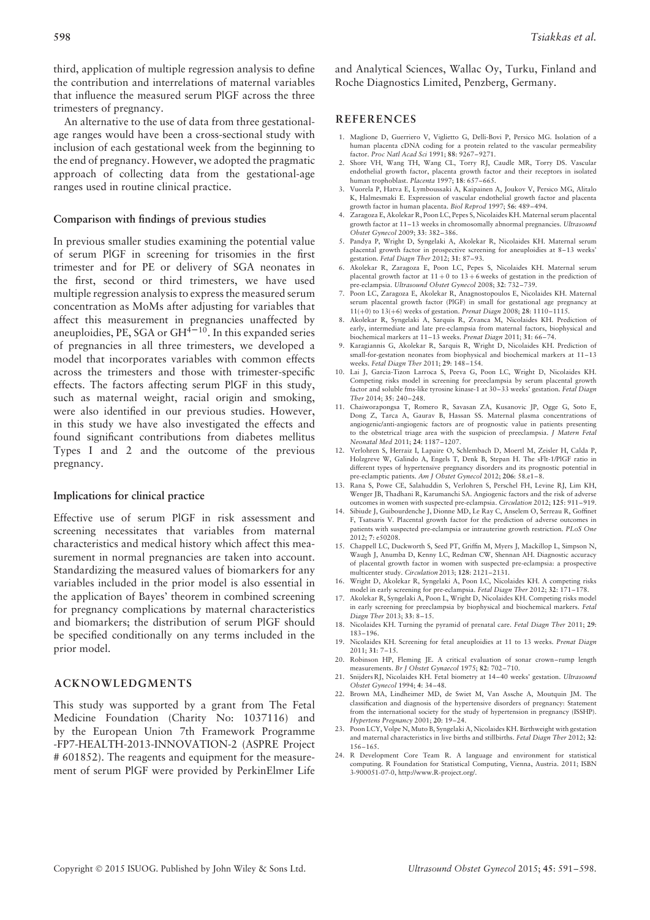third, application of multiple regression analysis to define the contribution and interrelations of maternal variables that influence the measured serum PlGF across the three trimesters of pregnancy.

An alternative to the use of data from three gestational-age ranges would have been a cross-sectional study with inclusion of each gestational week from the beginning to the end of pregnancy. However, we adopted the pragmatic approach of collecting data from the gestational-age ranges used in routine clinical practice.

### Comparison with findings of previous studies

In previous smaller studies examining the potential value of serum PlGF in screening for trisomies in the first trimester and for PE or delivery of SGA neonates in the first, second or third trimesters, we have used multiple regression analysis to express the measured serum concentration as MoMs after adjusting for variables that affect this measurement in pregnancies unaffected by aneuploidies, PE, SGA or GH[4–10]. In this expanded series of pregnancies in all three trimesters, we developed a model that incorporates variables with common effects across the trimesters and those with trimester-specific effects. The factors affecting serum PlGF in this study, such as maternal weight, racial origin and smoking, were also identified in our previous studies. However, in this study we have also investigated the effects and found significant contributions from diabetes mellitus Types I and 2 and the outcome of the previous pregnancy.

### Implications for clinical practice

Effective use of serum PlGF in risk assessment and screening necessitates that variables from maternal characteristics and medical history which affect this measurement in normal pregnancies are taken into account. Standardizing the measured values of biomarkers for any variables included in the prior model is also essential in the application of Bayes' theorem in combined screening for pregnancy complications by maternal characteristics and biomarkers; the distribution of serum PlGF should be specified conditionally on any terms included in the prior model.

## ACKNOWLEDGMENTS

This study was supported by a grant from The Fetal Medicine Foundation (Charity No: 1037116) and by the European Union 7th Framework Programme -FP7-HEALTH-2013-INNOVATION-2 (ASPRE Project # 601852). The reagents and equipment for the measurement of serum PlGF were provided by PerkinElmer Life and Analytical Sciences, Wallac Oy, Turku, Finland and Roche Diagnostics Limited, Penzberg, Germany.

## REFERENCES

1. Maglione D, Guerriero V, Viglietto G, Delli-Bovi P, Persico MG. Isolation of a human placenta cDNA coding for a protein related to the vascular permeability factor. *Proc Natl Acad Sci* 1991; **88**: 9267–9271.
2. Shore VH, Wang TH, Wang CL, Torry RJ, Caudle MR, Torry DS. Vascular endothelial growth factor, placenta growth factor and their receptors in isolated human trophoblast. *Placenta* 1997; **18**: 657–665.
3. Vuorela P, Hatva E, Lymboussaki A, Kaipainen A, Joukov V, Persico MG, Alitalo K, Halmesmaki E. Expression of vascular endothelial growth factor and placenta growth factor in human placenta. *Biol Reprod* 1997; **56**: 489–494.
4. Zaragoza E, Akolekar R, Poon LC, Pepes S, Nicolaides KH. Maternal serum placental growth factor at 11–13 weeks in chromosomally abnormal pregnancies. *Ultrasound Obstet Gynecol* 2009; **33**: 382–386.
5. Pandya P, Wright D, Syngelaki A, Akolekar R, Nicolaides KH. Maternal serum placental growth factor in prospective screening for aneuploidies at 8–13 weeks' gestation. *Fetal Diagn Ther* 2012; **31**: 87–93.
6. Akolekar R, Zaragoza E, Poon LC, Pepes S, Nicolaides KH. Maternal serum placental growth factor at 11 + 0 to 13 + 6 weeks of gestation in the prediction of pre-eclampsia. *Ultrasound Obstet Gynecol* 2008; **32**: 732–739.
7. Poon LC, Zaragoza E, Akolekar R, Anagnostopoulos E, Nicolaides KH. Maternal serum placental growth factor (PlGF) in small for gestational age pregnancy at 11(+0) to 13(+6) weeks of gestation. *Prenat Diagn* 2008; **28**: 1110–1115.
8. Akolekar R, Syngelaki A, Sarquis R, Zvanca M, Nicolaides KH. Prediction of early, intermediate and late pre-eclampsia from maternal factors, biophysical and biochemical markers at 11–13 weeks. *Prenat Diagn* 2011; **31**: 66–74.
9. Karagiannis G, Akolekar R, Sarquis R, Wright D, Nicolaides KH. Prediction of small-for-gestation neonates from biophysical and biochemical markers at 11–13 weeks. *Fetal Diagn Ther* 2011; **29**: 148–154.
10. Lai J, Garcia-Tizon Larroca S, Peeva G, Poon LC, Wright D, Nicolaides KH. Competing risks model in screening for preeclampsia by serum placental growth factor and soluble fms-like tyrosine kinase-1 at 30–33 weeks' gestation. *Fetal Diagn Ther* 2014; **35**: 240–248.
11. Chaiworapongsa T, Romero R, Savasan ZA, Kusanovic JP, Ogge G, Soto E, Dong Z, Tarca A, Gaurav B, Hassan SS. Maternal plasma concentrations of angiogenic/anti-angiogenic factors are of prognostic value in patients presenting to the obstetrical triage area with the suspicion of preeclampsia. *J Matern Fetal Neonatal Med* 2011; **24**: 1187–1207.
12. Verlohren S, Herraiz I, Lapaire O, Schlembach D, Moertl M, Zeisler H, Calda P, Holzgreve W, Galindo A, Engels T, Denk B, Stepan H. The sFlt-1/PlGF ratio in different types of hypertensive pregnancy disorders and its prognostic potential in pre-eclamptic patients. *Am J Obstet Gynecol* 2012; **206**: 58.e1–8.
13. Rana S, Powe CE, Salahuddin S, Verlohren S, Perschel FH, Levine RJ, Lim KH, Wenger JB, Thadhani R, Karumanchi SA. Angiogenic factors and the risk of adverse outcomes in women with suspected pre-eclampsia. *Circulation* 2012; **125**: 911–919.
14. Sibiude J, Guibourdenche J, Dionne MD, Le Ray C, Anselem O, Serreau R, Goffinet F, Tsatsaris V. Placental growth factor for the prediction of adverse outcomes in patients with suspected pre-eclampsia or intrauterine growth restriction. *PLoS One* 2012; **7**: e50208.
15. Chappell LC, Duckworth S, Seed PT, Griffin M, Myers J, Mackillop L, Simpson N, Waugh J, Anumba D, Kenny LC, Redman CW, Shennan AH. Diagnostic accuracy of placental growth factor in women with suspected pre-eclampsia: a prospective multicenter study. *Circulation* 2013; **128**: 2121–2131.
16. Wright D, Akolekar R, Syngelaki A, Poon LC, Nicolaides KH. A competing risks model in early screening for pre-eclampsia. *Fetal Diagn Ther* 2012; **32**: 171–178.
17. Akolekar R, Syngelaki A, Poon L, Wright D, Nicolaides KH. Competing risks model in early screening for preeclampsia by biophysical and biochemical markers. *Fetal Diagn Ther* 2013; **33**: 8–15.
18. Nicolaides KH. Turning the pyramid of prenatal care. *Fetal Diagn Ther* 2011; **29**: 183–196.
19. Nicolaides KH. Screening for fetal aneuploidies at 11 to 13 weeks. *Prenat Diagn* 2011; **31**: 7–15.
20. Robinson HP, Fleming JE. A critical evaluation of sonar crown–rump length measurements. *Br J Obstet Gynaecol* 1975; **82**: 702–710.
21. Snijders RJ, Nicolaides KH. Fetal biometry at 14–40 weeks' gestation. *Ultrasound Obstet Gynecol* 1994; **4**: 34–48.
22. Brown MA, Lindheimer MD, de Swiet M, Van Assche A, Moutquin JM. The classification and diagnosis of the hypertensive disorders of pregnancy: Statement from the international society for the study of hypertension in pregnancy (ISSHP). *Hypertens Pregnancy* 2001; **20**: 19–24.
23. Poon LCY, Volpe N, Muto B, Syngelaki A, Nicolaides KH. Birthweight with gestation and maternal characteristics in live births and stillbirths. *Fetal Diagn Ther* 2012; **32**: 156–165.
24. R Development Core Team R. A language and environment for statistical computing. R Foundation for Statistical Computing, Vienna, Austria. 2011; ISBN 3-900051-07-0, http://www.R-project.org/.